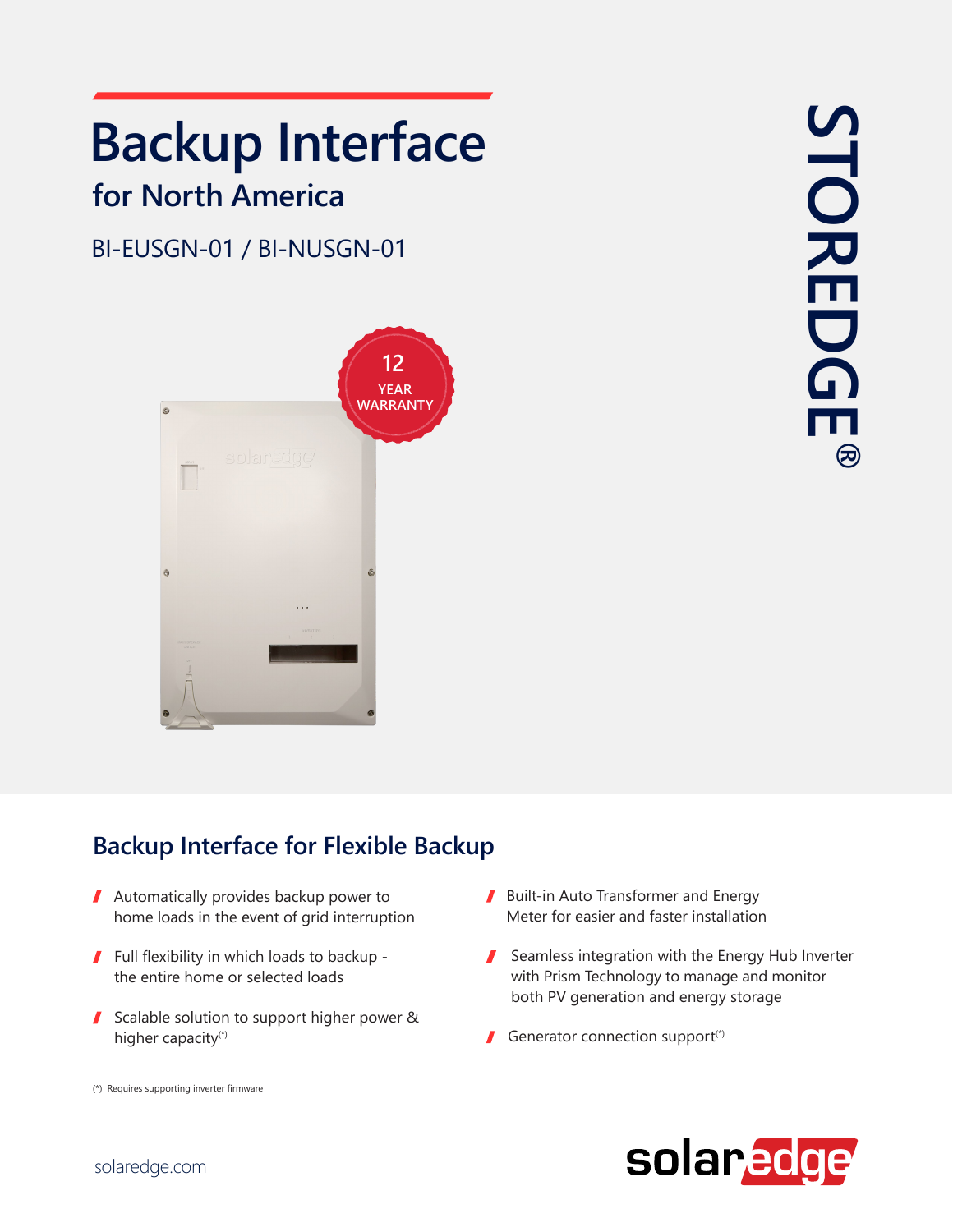# Backup Interface

## for North America

BI-EUSGN-01 / BI-NUSGN-01

12 YEAR WARRANTY

STOREDGE®

## Backup Interface for Flexible Backup

- Automatically provides backup power to home loads in the event of grid interruption
- Full flexibility in which loads to backup - the entire home or selected loads
- Scalable solution to support higher power & higher capacity(*)
- Built-in Auto Transformer and Energy Meter for easier and faster installation
- Seamless integration with the Energy Hub Inverter with Prism Technology to manage and monitor both PV generation and energy storage
- Generator connection support(*)

(*) Requires supporting inverter firmware

solaredge.com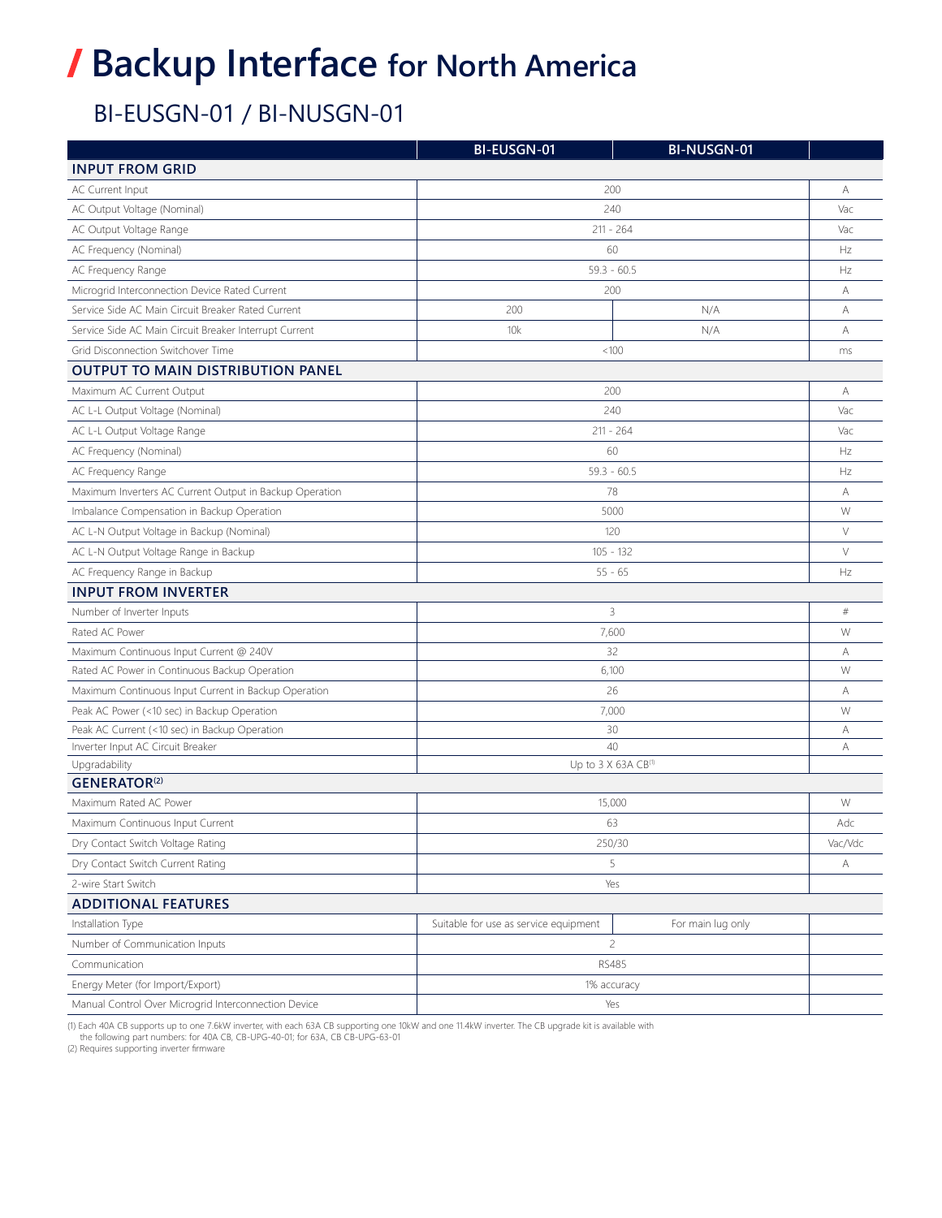# / Backup Interface for North America

## BI-EUSGN-01 / BI-NUSGN-01

| | BI-EUSGN-01 | BI-NUSGN-01 | |
|---|---|---|---|
| **INPUT FROM GRID** | | | |
| AC Current Input | 200 | | A |
| AC Output Voltage (Nominal) | 240 | | Vac |
| AC Output Voltage Range | 211 - 264 | | Vac |
| AC Frequency (Nominal) | 60 | | Hz |
| AC Frequency Range | 59.3 - 60.5 | | Hz |
| Microgrid Interconnection Device Rated Current | 200 | | A |
| Service Side AC Main Circuit Breaker Rated Current | 200 | N/A | A |
| Service Side AC Main Circuit Breaker Interrupt Current | 10k | N/A | A |
| Grid Disconnection Switchover Time | <100 | | ms |
| **OUTPUT TO MAIN DISTRIBUTION PANEL** | | | |
| Maximum AC Current Output | 200 | | A |
| AC L-L Output Voltage (Nominal) | 240 | | Vac |
| AC L-L Output Voltage Range | 211 - 264 | | Vac |
| AC Frequency (Nominal) | 60 | | Hz |
| AC Frequency Range | 59.3 - 60.5 | | Hz |
| Maximum Inverters AC Current Output in Backup Operation | 78 | | A |
| Imbalance Compensation in Backup Operation | 5000 | | W |
| AC L-N Output Voltage in Backup (Nominal) | 120 | | V |
| AC L-N Output Voltage Range in Backup | 105 - 132 | | V |
| AC Frequency Range in Backup | 55 - 65 | | Hz |
| **INPUT FROM INVERTER** | | | |
| Number of Inverter Inputs | 3 | | # |
| Rated AC Power | 7,600 | | W |
| Maximum Continuous Input Current @ 240V | 32 | | A |
| Rated AC Power in Continuous Backup Operation | 6,100 | | W |
| Maximum Continuous Input Current in Backup Operation | 26 | | A |
| Peak AC Power (<10 sec) in Backup Operation | 7,000 | | W |
| Peak AC Current (<10 sec) in Backup Operation | 30 | | A |
| Inverter Input AC Circuit Breaker | 40 | | A |
| Upgradability | Up to 3 X 63A CB[1] | | |
| **GENERATOR[2]** | | | |
| Maximum Rated AC Power | 15,000 | | W |
| Maximum Continuous Input Current | 63 | | Adc |
| Dry Contact Switch Voltage Rating | 250/30 | | Vac/Vdc |
| Dry Contact Switch Current Rating | 5 | | A |
| 2-wire Start Switch | Yes | | |
| **ADDITIONAL FEATURES** | | | |
| Installation Type | Suitable for use as service equipment | For main lug only | |
| Number of Communication Inputs | 2 | | |
| Communication | RS485 | | |
| Energy Meter (for Import/Export) | 1% accuracy | | |
| Manual Control Over Microgrid Interconnection Device | Yes | | |

(1) Each 40A CB supports up to one 7.6kW inverter, with each 63A CB supporting one 10kW and one 11.4kW inverter. The CB upgrade kit is available with the following part numbers: for 40A CB, CB-UPG-40-01; for 63A, CB CB-UPG-63-01

(2) Requires supporting inverter firmware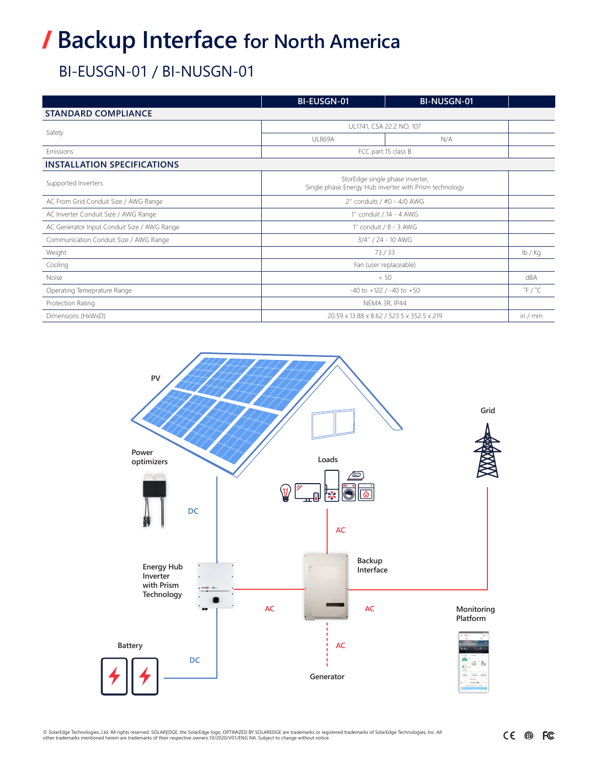# Backup Interface for North America

## BI-EUSGN-01 / BI-NUSGN-01

| | BI-EUSGN-01 | BI-NUSGN-01 | |
|---|---|---|---|
| **STANDARD COMPLIANCE** | | | |
| Safety | UL1741, CSA 22.2 NO. 107 | | |
| | UL869A | N/A | |
| Emissions | FCC part 15 class B | | |
| **INSTALLATION SPECIFICATIONS** | | | |
| Supported Inverters | StorEdge single phase inverter, Single phase Energy Hub inverter with Prism technology | | |
| AC From Grid Conduit Size / AWG Range | 2" conduits / #0 - 4/0 AWG | | |
| AC Inverter Conduit Size / AWG Range | 1" conduit / 14 - 4 AWG | | |
| AC Generator Input Conduit Size / AWG Range | 1" conduit / 8 - 3 AWG | | |
| Communication Conduit Size / AWG Range | 3/4" / 24 - 10 AWG | | |
| Weight | 73 / 33 | | lb / Kg |
| Cooling | Fan (user replaceable) | | |
| Noise | < 50 | | dBA |
| Operating Temeprature Range | -40 to +122 / -40 to +50 | | ˚F / ˚C |
| Protection Rating | NEMA 3R, IP44 | | |
| Dimensions (HxWxD) | 20.59 x 13.88 x 8.62 / 523.5 x 352.5 x 219 | | in / mm |

PV

Grid

Power optimizers

Loads

DC

AC

Energy Hub Inverter with Prism Technology

Backup Interface

AC

AC

Monitoring Platform

Battery

DC

AC

Generator

© SolarEdge Technologies, Ltd. All rights reserved. SOLAREDGE, the SolarEdge logo, OPTIMIZED BY SOLAREDGE are trademarks or registered trademarks of SolarEdge Technologies, Inc. All other trademarks mentioned herein are trademarks of their respective owners.10/2020/V01/ENG NA. Subject to change without notice.